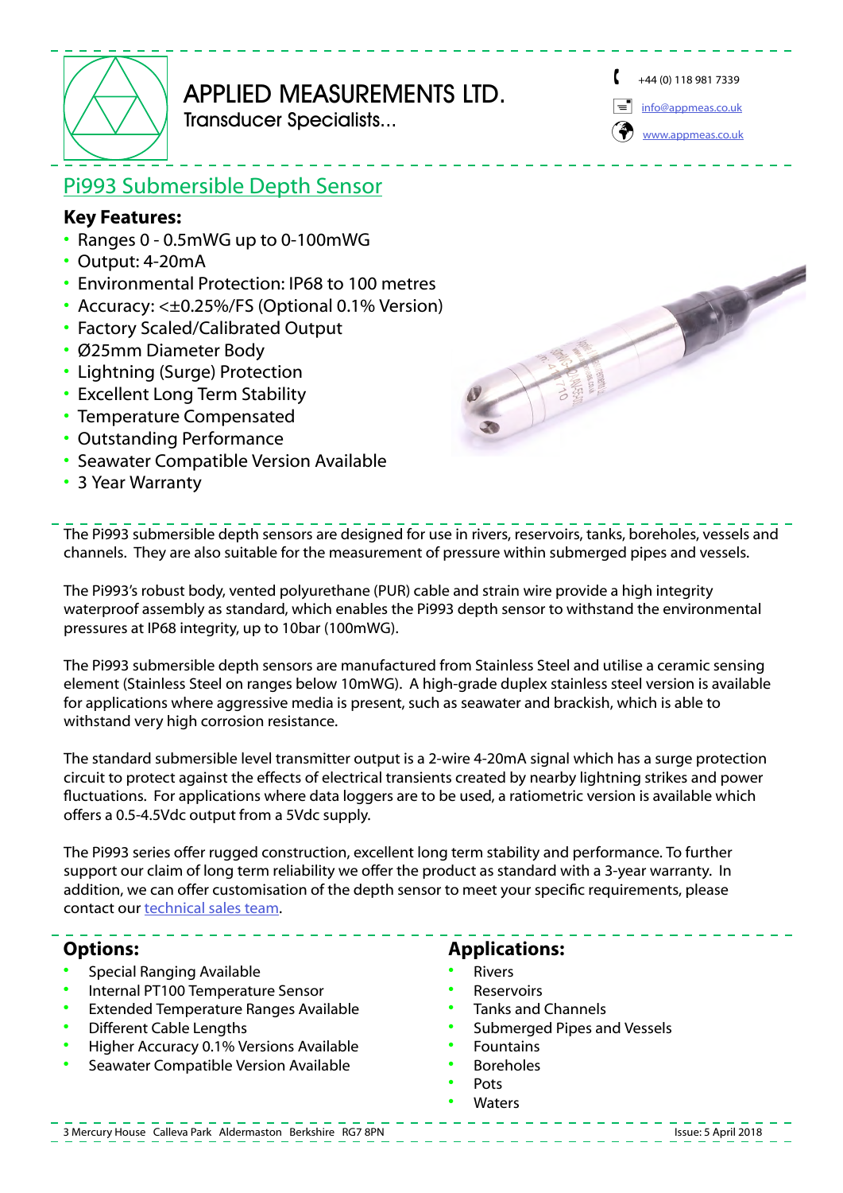# APPLIED MEASUREMENTS LTD.

Transducer Specialists...

+44 (0) 118 981 7339

info@appmeas.co.uk

www.appmeas.co.uk

## Pi993 Submersible Depth Sensor

### Key Features:

- Ranges 0 - 0.5mWG up to 0-100mWG
- Output: 4-20mA
- Environmental Protection: IP68 to 100 metres
- Accuracy: <±0.25%/FS (Optional 0.1% Version)
- Factory Scaled/Calibrated Output
- Ø25mm Diameter Body
- Lightning (Surge) Protection
- Excellent Long Term Stability
- Temperature Compensated
- Outstanding Performance
- Seawater Compatible Version Available
- 3 Year Warranty

The Pi993 submersible depth sensors are designed for use in rivers, reservoirs, tanks, boreholes, vessels and channels. They are also suitable for the measurement of pressure within submerged pipes and vessels.

The Pi993's robust body, vented polyurethane (PUR) cable and strain wire provide a high integrity waterproof assembly as standard, which enables the Pi993 depth sensor to withstand the environmental pressures at IP68 integrity, up to 10bar (100mWG).

The Pi993 submersible depth sensors are manufactured from Stainless Steel and utilise a ceramic sensing element (Stainless Steel on ranges below 10mWG). A high-grade duplex stainless steel version is available for applications where aggressive media is present, such as seawater and brackish, which is able to withstand very high corrosion resistance.

The standard submersible level transmitter output is a 2-wire 4-20mA signal which has a surge protection circuit to protect against the effects of electrical transients created by nearby lightning strikes and power fluctuations. For applications where data loggers are to be used, a ratiometric version is available which offers a 0.5-4.5Vdc output from a 5Vdc supply.

The Pi993 series offer rugged construction, excellent long term stability and performance. To further support our claim of long term reliability we offer the product as standard with a 3-year warranty. In addition, we can offer customisation of the depth sensor to meet your specific requirements, please contact our technical sales team.

### Options:

- Special Ranging Available
- Internal PT100 Temperature Sensor
- Extended Temperature Ranges Available
- Different Cable Lengths
- Higher Accuracy 0.1% Versions Available
- Seawater Compatible Version Available

### Applications:

- Rivers
- Reservoirs
- Tanks and Channels
- Submerged Pipes and Vessels
- Fountains
- Boreholes
- Pots
- Waters

3 Mercury House Calleva Park Aldermaston Berkshire RG7 8PN

Issue: 5 April 2018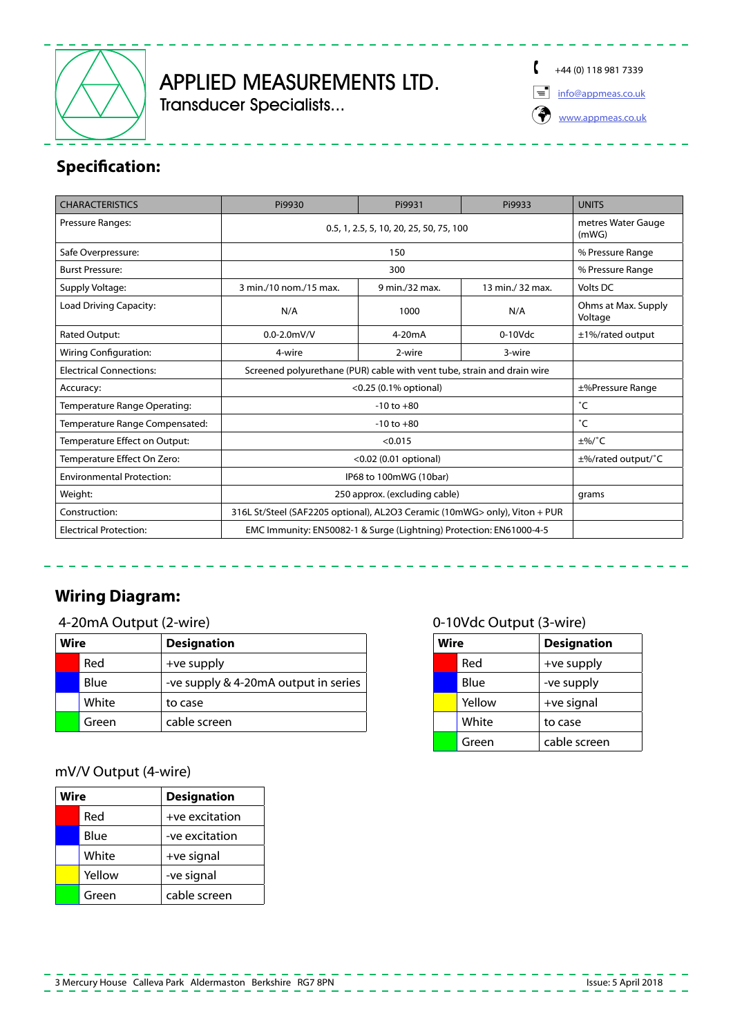## Specification:

| CHARACTERISTICS | Pi9930 | Pi9931 | Pi9933 | UNITS |
|---|---|---|---|---|
| Pressure Ranges: | 0.5, 1, 2.5, 5, 10, 20, 25, 50, 75, 100 | | | metres Water Gauge (mWG) |
| Safe Overpressure: | 150 | | | % Pressure Range |
| Burst Pressure: | 300 | | | % Pressure Range |
| Supply Voltage: | 3 min./10 nom./15 max. | 9 min./32 max. | 13 min./ 32 max. | Volts DC |
| Load Driving Capacity: | N/A | 1000 | N/A | Ohms at Max. Supply Voltage |
| Rated Output: | 0.0-2.0mV/V | 4-20mA | 0-10Vdc | ±1%/rated output |
| Wiring Configuration: | 4-wire | 2-wire | 3-wire | |
| Electrical Connections: | Screened polyurethane (PUR) cable with vent tube, strain and drain wire | | | |
| Accuracy: | <0.25 (0.1% optional) | | | ±%Pressure Range |
| Temperature Range Operating: | -10 to +80 | | | ˚C |
| Temperature Range Compensated: | -10 to +80 | | | ˚C |
| Temperature Effect on Output: | <0.015 | | | ±%/˚C |
| Temperature Effect On Zero: | <0.02 (0.01 optional) | | | ±%/rated output/˚C |
| Environmental Protection: | IP68 to 100mWG (10bar) | | | |
| Weight: | 250 approx. (excluding cable) | | | grams |
| Construction: | 316L St/Steel (SAF2205 optional), AL2O3 Ceramic (10mWG> only), Viton + PUR | | | |
| Electrical Protection: | EMC Immunity: EN50082-1 & Surge (Lightning) Protection: EN61000-4-5 | | | |

## Wiring Diagram:

### 4-20mA Output (2-wire)

| Wire | Designation |
|---|---|
| Red | +ve supply |
| Blue | -ve supply & 4-20mA output in series |
| White | to case |
| Green | cable screen |

### 0-10Vdc Output (3-wire)

| Wire | Designation |
|---|---|
| Red | +ve supply |
| Blue | -ve supply |
| Yellow | +ve signal |
| White | to case |
| Green | cable screen |

### mV/V Output (4-wire)

| Wire | Designation |
|---|---|
| Red | +ve excitation |
| Blue | -ve excitation |
| White | +ve signal |
| Yellow | -ve signal |
| Green | cable screen |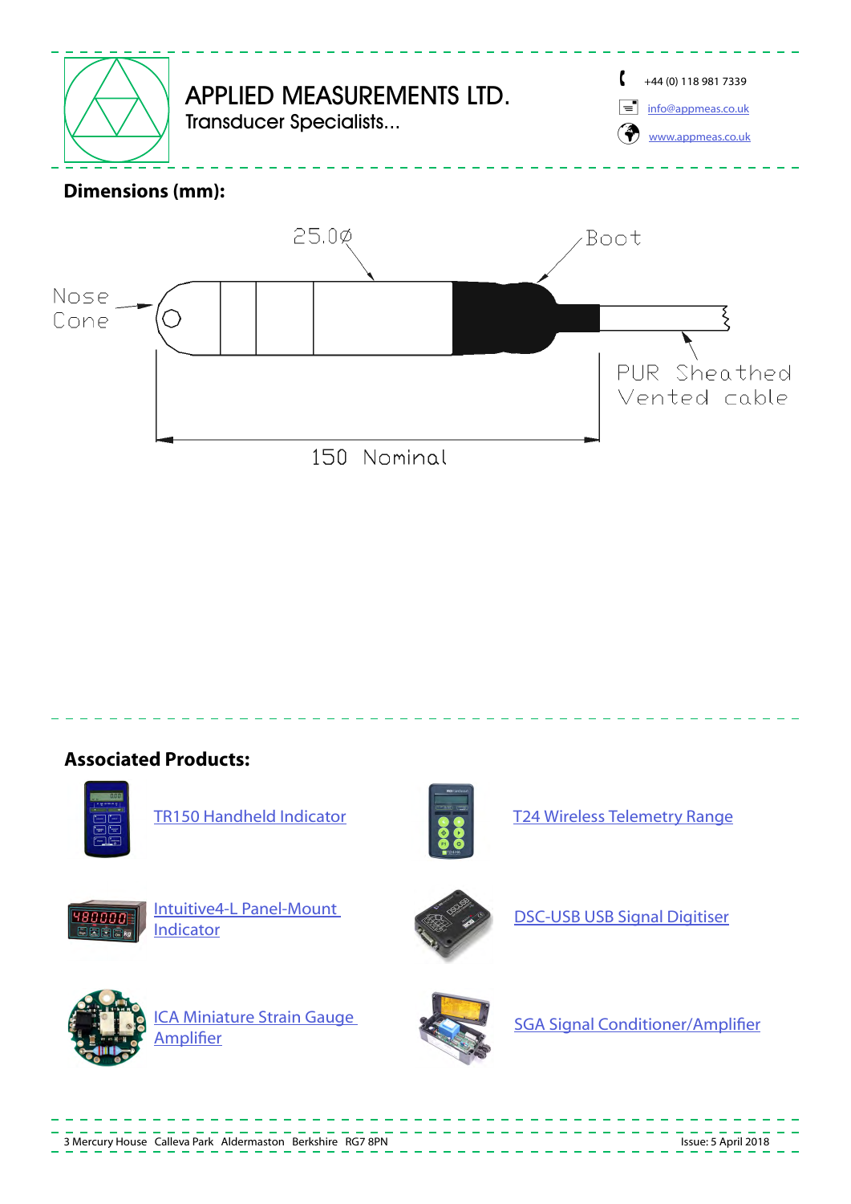APPLIED MEASUREMENTS LTD.
Transducer Specialists...

+44 (0) 118 981 7339
info@appmeas.co.uk
www.appmeas.co.uk

## Dimensions (mm):

25.0Ø
Boot
Nose Cone
PUR Sheathed Vented cable
150 Nominal

## Associated Products:

TR150 Handheld Indicator

T24 Wireless Telemetry Range

Intuitive4-L Panel-Mount Indicator

DSC-USB USB Signal Digitiser

ICA Miniature Strain Gauge Amplifier

SGA Signal Conditioner/Amplifier

3 Mercury House Calleva Park Aldermaston Berkshire RG7 8PN

Issue: 5 April 2018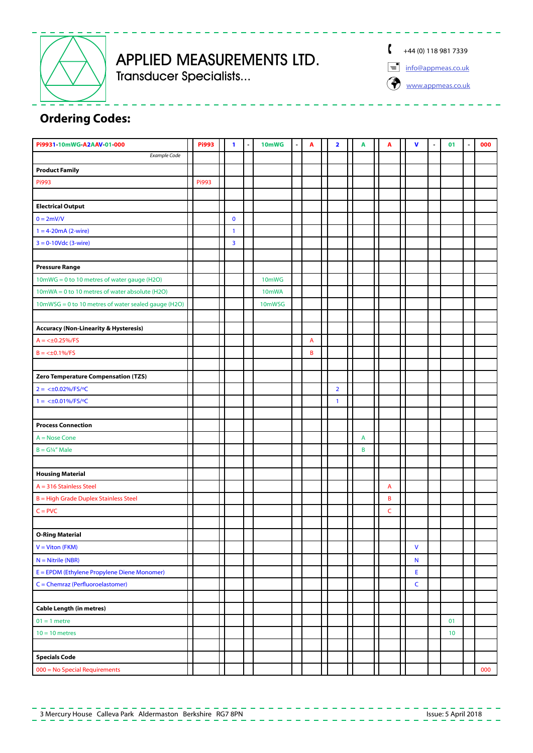# APPLIED MEASUREMENTS LTD.

Transducer Specialists...

+44 (0) 118 981 7339

info@appmeas.co.uk

www.appmeas.co.uk

## Ordering Codes:

| Pi9931-10mWG-A2AAV-01-000 | Pi993 | 1 | - | 10mWG | - | A | 2 | A | A | V | - | 01 | - | 000 |
|---|---|---|---|---|---|---|---|---|---|---|---|---|---|---|
| *Example Code* | | | | | | | | | | | | | | |
| **Product Family** | | | | | | | | | | | | | | |
| Pi993 | Pi993 | | | | | | | | | | | | | |
| | | | | | | | | | | | | | | |
| **Electrical Output** | | | | | | | | | | | | | | |
| 0 = 2mV/V | | 0 | | | | | | | | | | | | |
| 1 = 4-20mA (2-wire) | | 1 | | | | | | | | | | | | |
| 3 = 0-10Vdc (3-wire) | | 3 | | | | | | | | | | | | |
| | | | | | | | | | | | | | | |
| **Pressure Range** | | | | | | | | | | | | | | |
| 10mWG = 0 to 10 metres of water gauge (H2O) | | | | 10mWG | | | | | | | | | | |
| 10mWA = 0 to 10 metres of water absolute (H2O) | | | | 10mWA | | | | | | | | | | |
| 10mWSG = 0 to 10 metres of water sealed gauge (H2O) | | | | 10mWSG | | | | | | | | | | |
| | | | | | | | | | | | | | | |
| **Accuracy (Non-Linearity & Hysteresis)** | | | | | | | | | | | | | | |
| A = <±0.25%/FS | | | | | | A | | | | | | | | |
| B = <±0.1%/FS | | | | | | B | | | | | | | | |
| | | | | | | | | | | | | | | |
| **Zero Temperature Compensation (TZS)** | | | | | | | | | | | | | | |
| 2 = <±0.02%/FS/ºC | | | | | | | 2 | | | | | | | |
| 1 = <±0.01%/FS/ºC | | | | | | | 1 | | | | | | | |
| | | | | | | | | | | | | | | |
| **Process Connection** | | | | | | | | | | | | | | |
| A = Nose Cone | | | | | | | | A | | | | | | |
| B = G¼" Male | | | | | | | | B | | | | | | |
| | | | | | | | | | | | | | | |
| **Housing Material** | | | | | | | | | | | | | | |
| A = 316 Stainless Steel | | | | | | | | | A | | | | | |
| B = High Grade Duplex Stainless Steel | | | | | | | | | B | | | | | |
| C = PVC | | | | | | | | | C | | | | | |
| | | | | | | | | | | | | | | |
| **O-Ring Material** | | | | | | | | | | | | | | |
| V = Viton (FKM) | | | | | | | | | | V | | | | |
| N = Nitrile (NBR) | | | | | | | | | | N | | | | |
| E = EPDM (Ethylene Propylene Diene Monomer) | | | | | | | | | | E | | | | |
| C = Chemraz (Perfluoroelastomer) | | | | | | | | | | C | | | | |
| | | | | | | | | | | | | | | |
| **Cable Length (in metres)** | | | | | | | | | | | | | | |
| 01 = 1 metre | | | | | | | | | | | | 01 | | |
| 10 = 10 metres | | | | | | | | | | | | 10 | | |
| | | | | | | | | | | | | | | |
| **Specials Code** | | | | | | | | | | | | | | |
| 000 = No Special Requirements | | | | | | | | | | | | | | 000 |

3 Mercury House Calleva Park Aldermaston Berkshire RG7 8PN

Issue: 5 April 2018